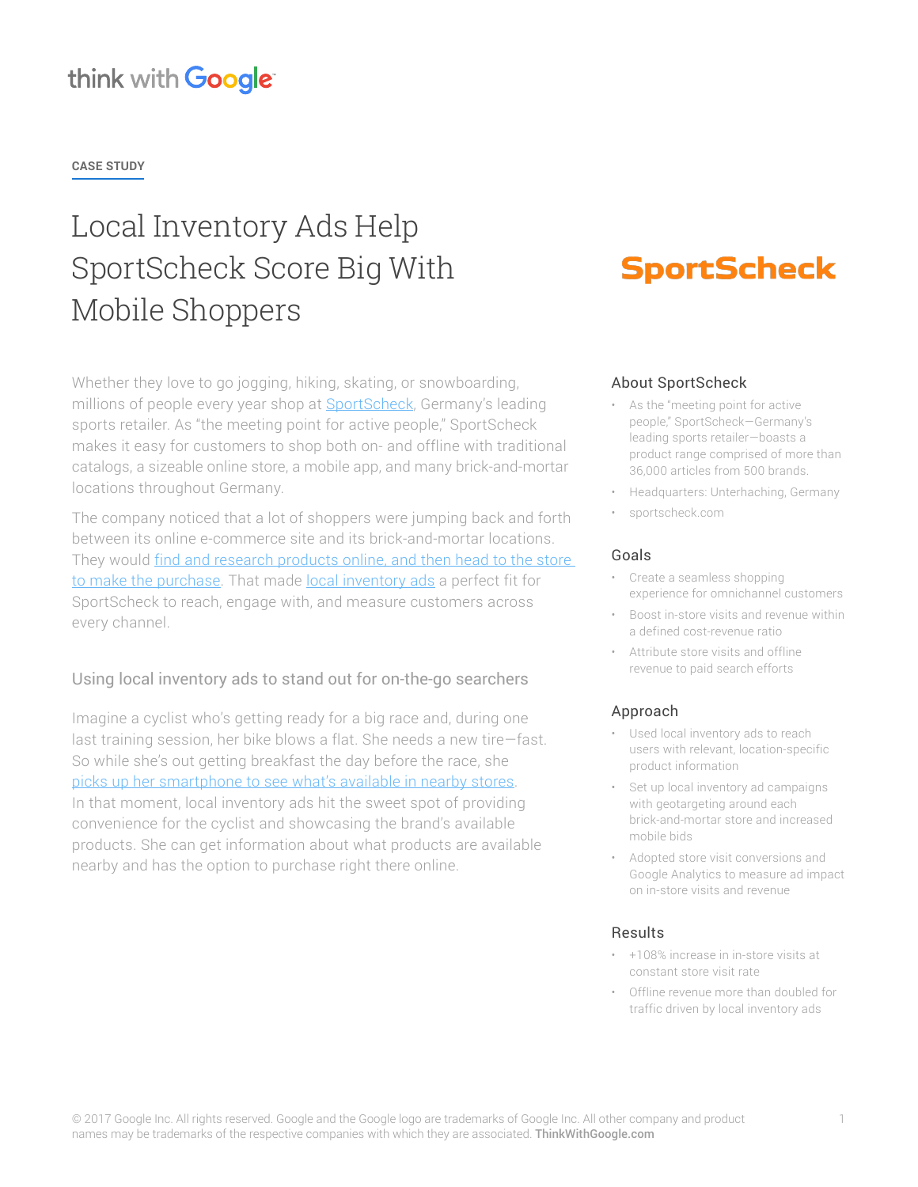think with Google

**CASE STUDY**

# Local Inventory Ads Help SportScheck Score Big With Mobile Shoppers

SportScheck

Whether they love to go jogging, hiking, skating, or snowboarding, millions of people every year shop at SportScheck, Germany's leading sports retailer. As "the meeting point for active people," SportScheck makes it easy for customers to shop both on- and offline with traditional catalogs, a sizeable online store, a mobile app, and many brick-and-mortar locations throughout Germany.

The company noticed that a lot of shoppers were jumping back and forth between its online e-commerce site and its brick-and-mortar locations. They would find and research products online, and then head to the store to make the purchase. That made local inventory ads a perfect fit for SportScheck to reach, engage with, and measure customers across every channel.

## Using local inventory ads to stand out for on-the-go searchers

Imagine a cyclist who's getting ready for a big race and, during one last training session, her bike blows a flat. She needs a new tire—fast. So while she's out getting breakfast the day before the race, she picks up her smartphone to see what's available in nearby stores. In that moment, local inventory ads hit the sweet spot of providing convenience for the cyclist and showcasing the brand's available products. She can get information about what products are available nearby and has the option to purchase right there online.

### About SportScheck

- As the "meeting point for active people," SportScheck—Germany's leading sports retailer—boasts a product range comprised of more than 36,000 articles from 500 brands.
- Headquarters: Unterhaching, Germany
- sportscheck.com

### Goals

- Create a seamless shopping experience for omnichannel customers
- Boost in-store visits and revenue within a defined cost-revenue ratio
- Attribute store visits and offline revenue to paid search efforts

### Approach

- Used local inventory ads to reach users with relevant, location-specific product information
- Set up local inventory ad campaigns with geotargeting around each brick-and-mortar store and increased mobile bids
- Adopted store visit conversions and Google Analytics to measure ad impact on in-store visits and revenue

### Results

- +108% increase in in-store visits at constant store visit rate
- Offline revenue more than doubled for traffic driven by local inventory ads

© 2017 Google Inc. All rights reserved. Google and the Google logo are trademarks of Google Inc. All other company and product names may be trademarks of the respective companies with which they are associated. **ThinkWithGoogle.com**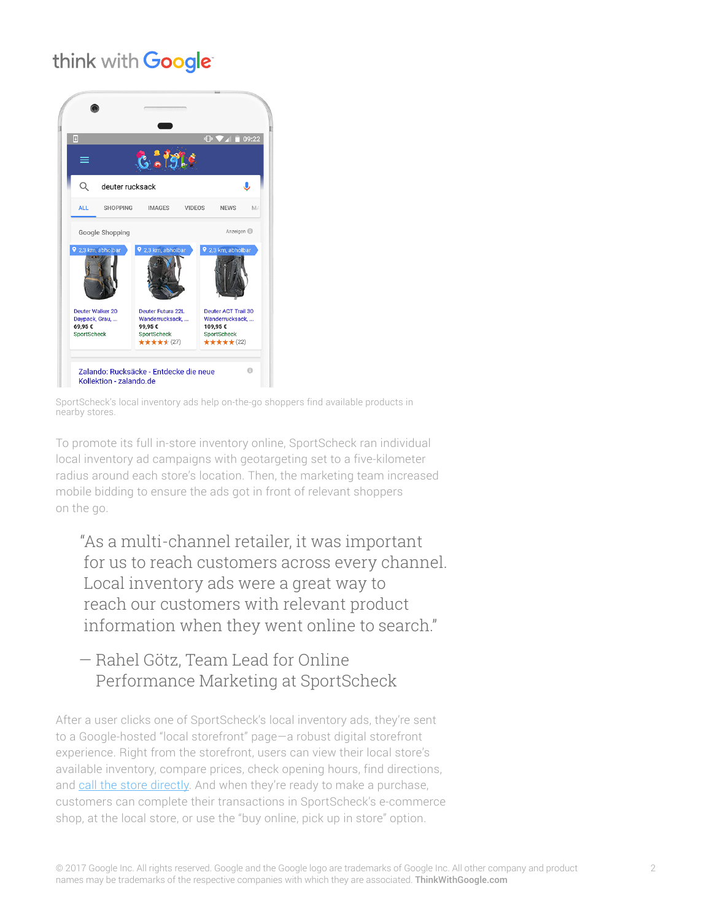SportScheck's local inventory ads help on-the-go shoppers find available products in nearby stores.

To promote its full in-store inventory online, SportScheck ran individual local inventory ad campaigns with geotargeting set to a five-kilometer radius around each store's location. Then, the marketing team increased mobile bidding to ensure the ads got in front of relevant shoppers on the go.

> "As a multi-channel retailer, it was important for us to reach customers across every channel. Local inventory ads were a great way to reach our customers with relevant product information when they went online to search."
>
> — Rahel Götz, Team Lead for Online Performance Marketing at SportScheck

After a user clicks one of SportScheck's local inventory ads, they're sent to a Google-hosted "local storefront" page—a robust digital storefront experience. Right from the storefront, users can view their local store's available inventory, compare prices, check opening hours, find directions, and call the store directly. And when they're ready to make a purchase, customers can complete their transactions in SportScheck's e-commerce shop, at the local store, or use the "buy online, pick up in store" option.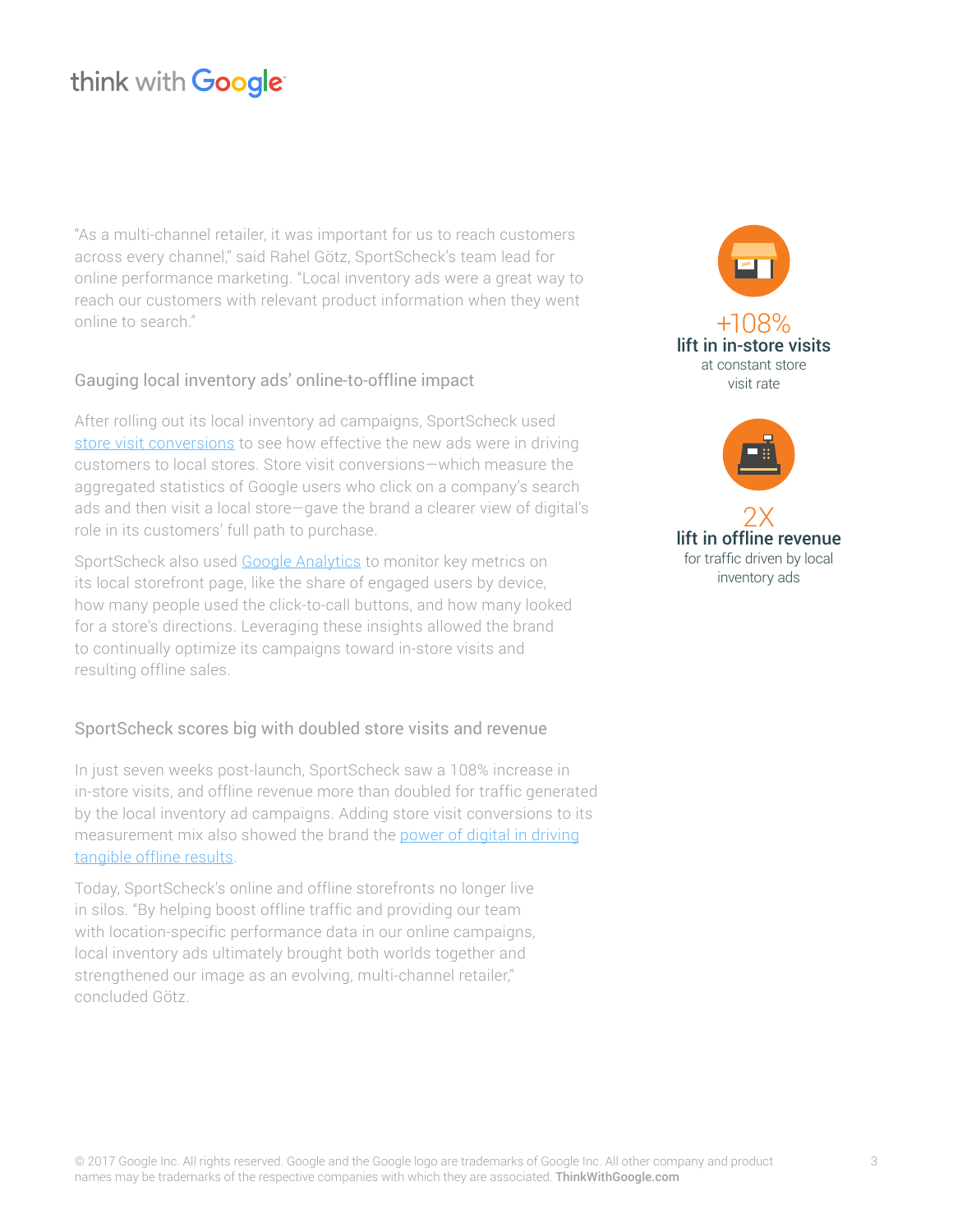"As a multi-channel retailer, it was important for us to reach customers across every channel," said Rahel Götz, SportScheck's team lead for online performance marketing. "Local inventory ads were a great way to reach our customers with relevant product information when they went online to search."

## Gauging local inventory ads' online-to-offline impact

After rolling out its local inventory ad campaigns, SportScheck used [store visit conversions]() to see how effective the new ads were in driving customers to local stores. Store visit conversions—which measure the aggregated statistics of Google users who click on a company's search ads and then visit a local store—gave the brand a clearer view of digital's role in its customers' full path to purchase.

SportScheck also used [Google Analytics]() to monitor key metrics on its local storefront page, like the share of engaged users by device, how many people used the click-to-call buttons, and how many looked for a store's directions. Leveraging these insights allowed the brand to continually optimize its campaigns toward in-store visits and resulting offline sales.

## SportScheck scores big with doubled store visits and revenue

In just seven weeks post-launch, SportScheck saw a 108% increase in in-store visits, and offline revenue more than doubled for traffic generated by the local inventory ad campaigns. Adding store visit conversions to its measurement mix also showed the brand the [power of digital in driving tangible offline results]().

Today, SportScheck's online and offline storefronts no longer live in silos. "By helping boost offline traffic and providing our team with location-specific performance data in our online campaigns, local inventory ads ultimately brought both worlds together and strengthened our image as an evolving, multi-channel retailer," concluded Götz.

+108%
**lift in in-store visits**
at constant store visit rate

2X
**lift in offline revenue**
for traffic driven by local inventory ads

© 2017 Google Inc. All rights reserved. Google and the Google logo are trademarks of Google Inc. All other company and product names may be trademarks of the respective companies with which they are associated. **ThinkWithGoogle.com**